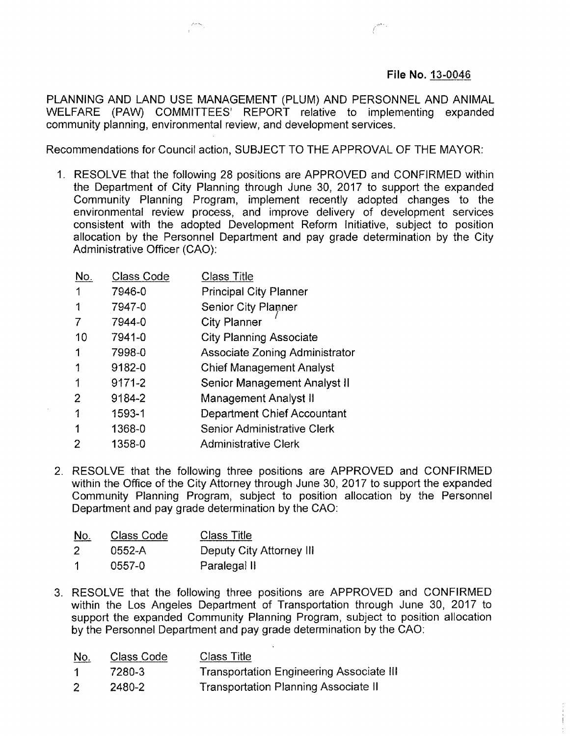**File No. 13-0046**

PLANNING AND LAND USE MANAGEMENT (PLUM) AND PERSONNEL AND ANIMAL WELFARE (PAW) COMMITTEES' REPORT relative to implementing expanded community planning, environmental review, and development services.

Recommendations for Council action, SUBJECT TO THE APPROVAL OF THE MAYOR:

1. RESOLVE that the following 28 positions are APPROVED and CONFIRMED within the Department of City Planning through June 30, 2017 to support the expanded Community Planning Program, implement recently adopted changes to the environmental review process, and improve delivery of development services consistent with the adopted Development Reform Initiative, subject to position allocation by the Personnel Department and pay grade determination by the City Administrative Officer (CAO):

| No. | Class Code | Class Title |
| --- | --- | --- |
| 1 | 7946-0 | Principal City Planner |
| 1 | 7947-0 | Senior City Planner |
| 7 | 7944-0 | City Planner |
| 10 | 7941-0 | City Planning Associate |
| 1 | 7998-0 | Associate Zoning Administrator |
| 1 | 9182-0 | Chief Management Analyst |
| 1 | 9171-2 | Senior Management Analyst II |
| 2 | 9184-2 | Management Analyst II |
| 1 | 1593-1 | Department Chief Accountant |
| 1 | 1368-0 | Senior Administrative Clerk |
| 2 | 1358-0 | Administrative Clerk |

2. RESOLVE that the following three positions are APPROVED and CONFIRMED within the Office of the City Attorney through June 30, 2017 to support the expanded Community Planning Program, subject to position allocation by the Personnel Department and pay grade determination by the CAO:

| No. | Class Code | Class Title |
| --- | --- | --- |
| 2 | 0552-A | Deputy City Attorney III |
| 1 | 0557-0 | Paralegal II |

3. RESOLVE that the following three positions are APPROVED and CONFIRMED within the Los Angeles Department of Transportation through June 30, 2017 to support the expanded Community Planning Program, subject to position allocation by the Personnel Department and pay grade determination by the CAO:

| No. | Class Code | Class Title |
| --- | --- | --- |
| 1 | 7280-3 | Transportation Engineering Associate III |
| 2 | 2480-2 | Transportation Planning Associate II |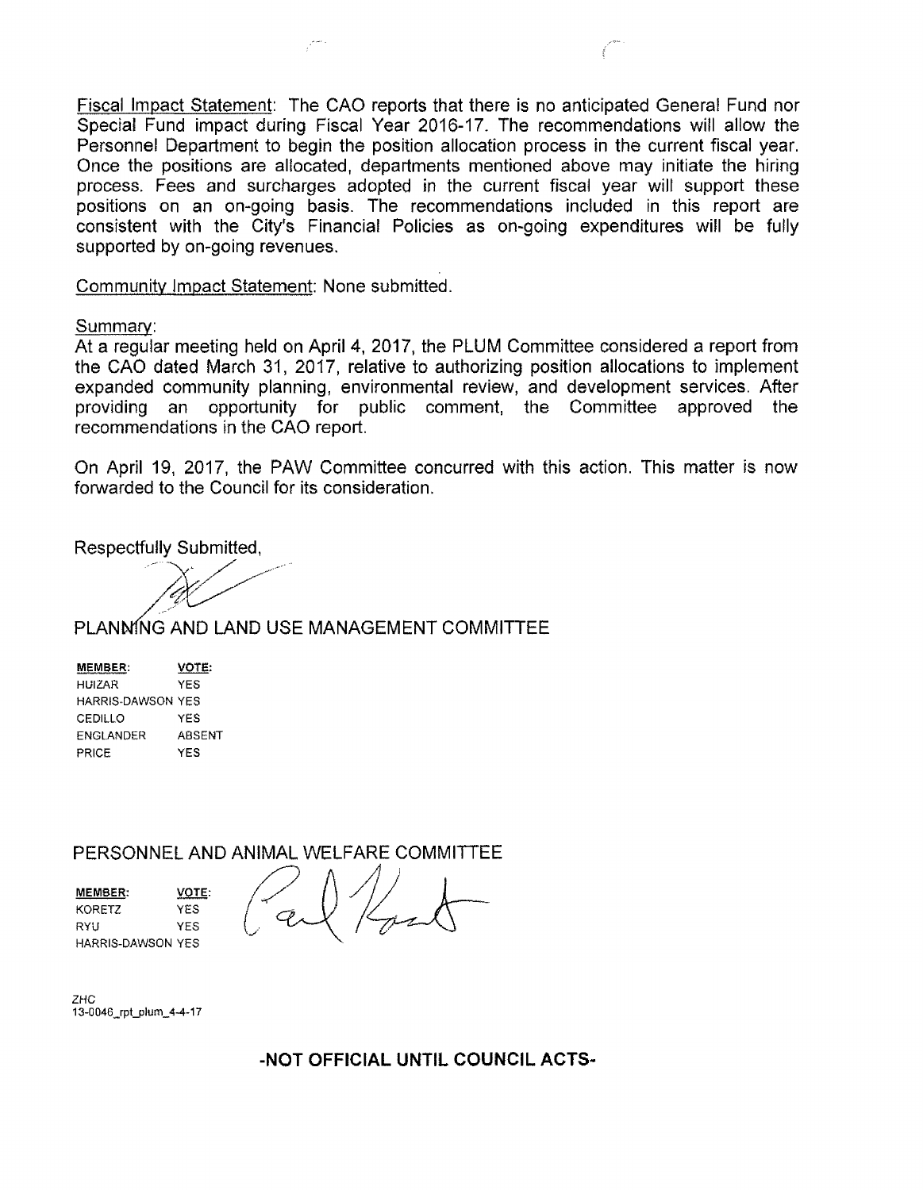Fiscal Impact Statement: The CAO reports that there is no anticipated General Fund nor Special Fund impact during Fiscal Year 2016-17. The recommendations will allow the Personnel Department to begin the position allocation process in the current fiscal year. Once the positions are allocated, departments mentioned above may initiate the hiring process. Fees and surcharges adopted in the current fiscal year will support these positions on an on-going basis. The recommendations included in this report are consistent with the City's Financial Policies as on-going expenditures will be fully supported by on-going revenues.

Community Impact Statement: None submitted.

Summary:

At a regular meeting held on April 4, 2017, the PLUM Committee considered a report from the CAO dated March 31, 2017, relative to authorizing position allocations to implement expanded community planning, environmental review, and development services. After providing an opportunity for public comment, the Committee approved the recommendations in the CAO report.

On April 19, 2017, the PAW Committee concurred with this action. This matter is now forwarded to the Council for its consideration.

Respectfully Submitted,

PLANNING AND LAND USE MANAGEMENT COMMITTEE

| MEMBER: | VOTE: |
|---|---|
| HUIZAR | YES |
| HARRIS-DAWSON | YES |
| CEDILLO | YES |
| ENGLANDER | ABSENT |
| PRICE | YES |

PERSONNEL AND ANIMAL WELFARE COMMITTEE

| MEMBER: | VOTE: |
|---|---|
| KORETZ | YES |
| RYU | YES |
| HARRIS-DAWSON | YES |

ZHC
13-0046_rpt_plum_4-4-17

**-NOT OFFICIAL UNTIL COUNCIL ACTS-**